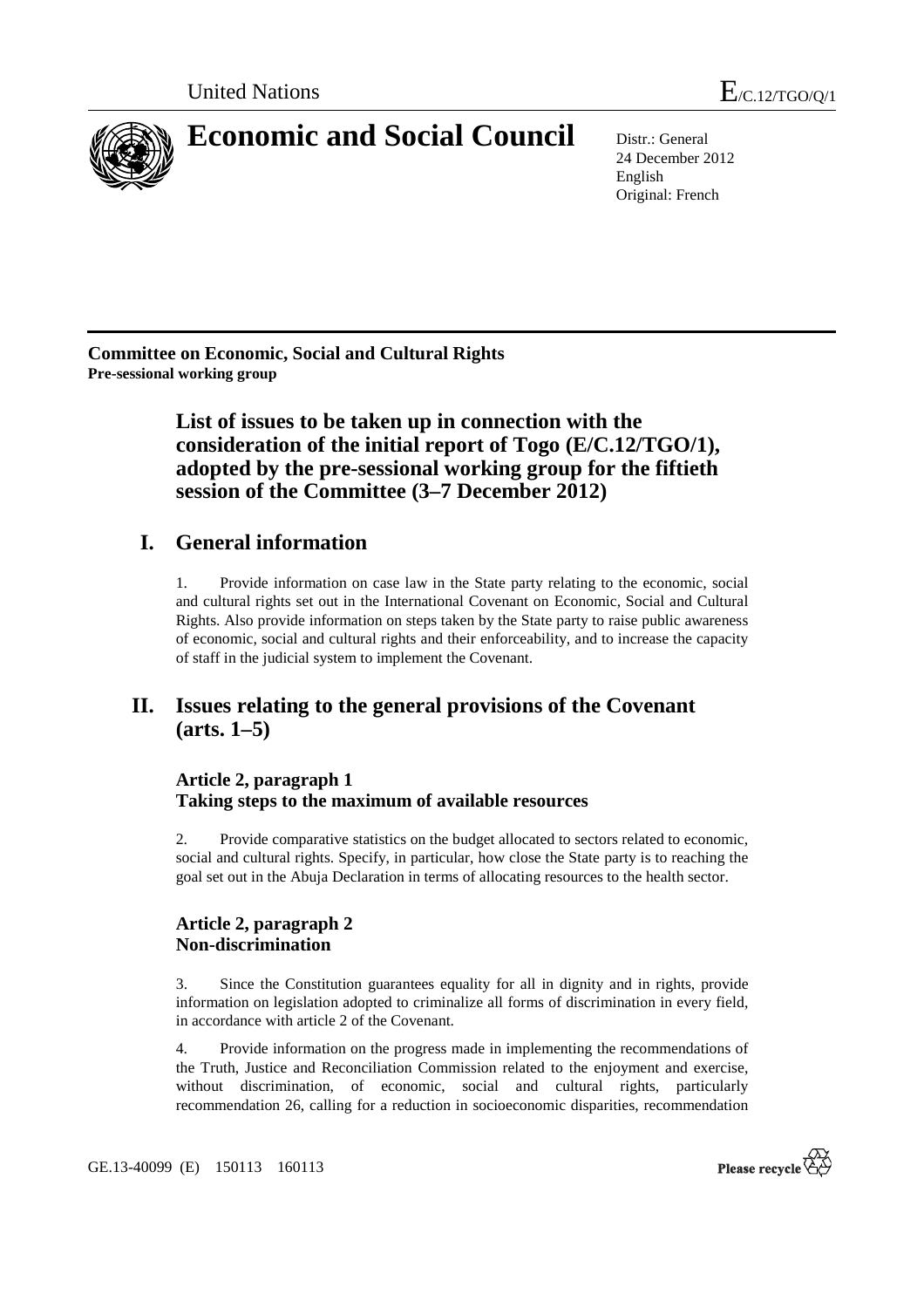United Nations $E_{/C.12/TGO/Q/1}$

# Economic and Social Council

Distr.: General
24 December 2012
English
Original: French

**Committee on Economic, Social and Cultural Rights**
**Pre-sessional working group**

## List of issues to be taken up in connection with the consideration of the initial report of Togo (E/C.12/TGO/1), adopted by the pre-sessional working group for the fiftieth session of the Committee (3–7 December 2012)

## I. General information

1. Provide information on case law in the State party relating to the economic, social and cultural rights set out in the International Covenant on Economic, Social and Cultural Rights. Also provide information on steps taken by the State party to raise public awareness of economic, social and cultural rights and their enforceability, and to increase the capacity of staff in the judicial system to implement the Covenant.

## II. Issues relating to the general provisions of the Covenant (arts. 1–5)

### Article 2, paragraph 1
### Taking steps to the maximum of available resources

2. Provide comparative statistics on the budget allocated to sectors related to economic, social and cultural rights. Specify, in particular, how close the State party is to reaching the goal set out in the Abuja Declaration in terms of allocating resources to the health sector.

### Article 2, paragraph 2
### Non-discrimination

3. Since the Constitution guarantees equality for all in dignity and in rights, provide information on legislation adopted to criminalize all forms of discrimination in every field, in accordance with article 2 of the Covenant.

4. Provide information on the progress made in implementing the recommendations of the Truth, Justice and Reconciliation Commission related to the enjoyment and exercise, without discrimination, of economic, social and cultural rights, particularly recommendation 26, calling for a reduction in socioeconomic disparities, recommendation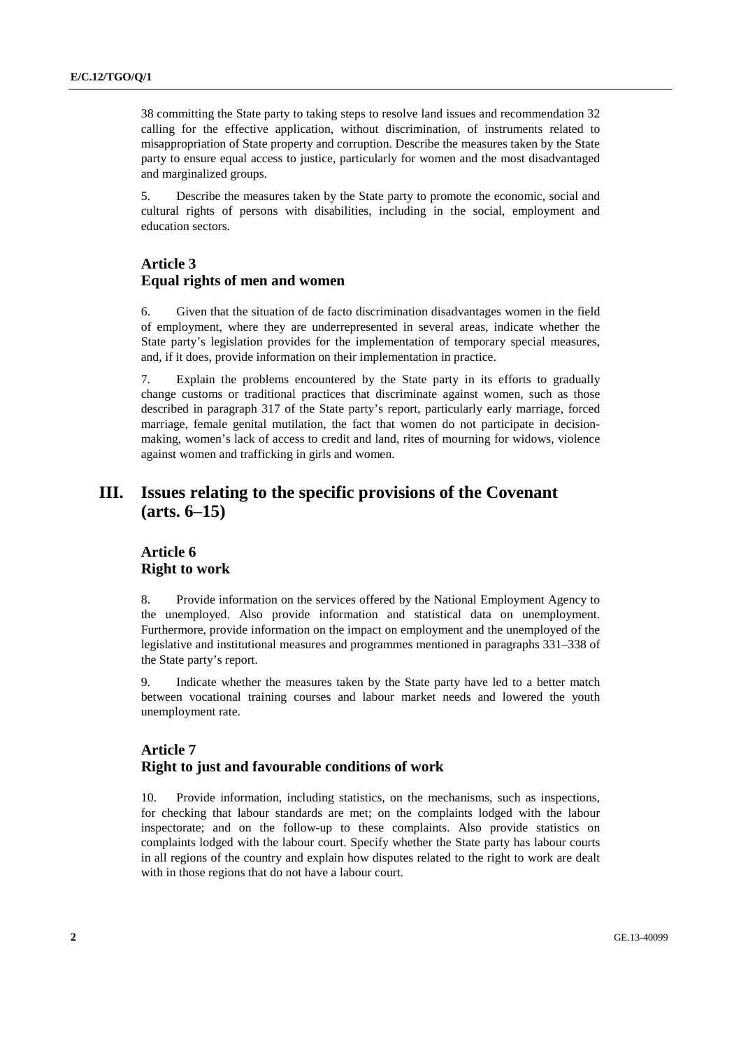38 committing the State party to taking steps to resolve land issues and recommendation 32 calling for the effective application, without discrimination, of instruments related to misappropriation of State property and corruption. Describe the measures taken by the State party to ensure equal access to justice, particularly for women and the most disadvantaged and marginalized groups.

5. Describe the measures taken by the State party to promote the economic, social and cultural rights of persons with disabilities, including in the social, employment and education sectors.

### Article 3
### Equal rights of men and women

6. Given that the situation of de facto discrimination disadvantages women in the field of employment, where they are underrepresented in several areas, indicate whether the State party's legislation provides for the implementation of temporary special measures, and, if it does, provide information on their implementation in practice.

7. Explain the problems encountered by the State party in its efforts to gradually change customs or traditional practices that discriminate against women, such as those described in paragraph 317 of the State party's report, particularly early marriage, forced marriage, female genital mutilation, the fact that women do not participate in decision-making, women's lack of access to credit and land, rites of mourning for widows, violence against women and trafficking in girls and women.

## III. Issues relating to the specific provisions of the Covenant (arts. 6–15)

### Article 6
### Right to work

8. Provide information on the services offered by the National Employment Agency to the unemployed. Also provide information and statistical data on unemployment. Furthermore, provide information on the impact on employment and the unemployed of the legislative and institutional measures and programmes mentioned in paragraphs 331–338 of the State party's report.

9. Indicate whether the measures taken by the State party have led to a better match between vocational training courses and labour market needs and lowered the youth unemployment rate.

### Article 7
### Right to just and favourable conditions of work

10. Provide information, including statistics, on the mechanisms, such as inspections, for checking that labour standards are met; on the complaints lodged with the labour inspectorate; and on the follow-up to these complaints. Also provide statistics on complaints lodged with the labour court. Specify whether the State party has labour courts in all regions of the country and explain how disputes related to the right to work are dealt with in those regions that do not have a labour court.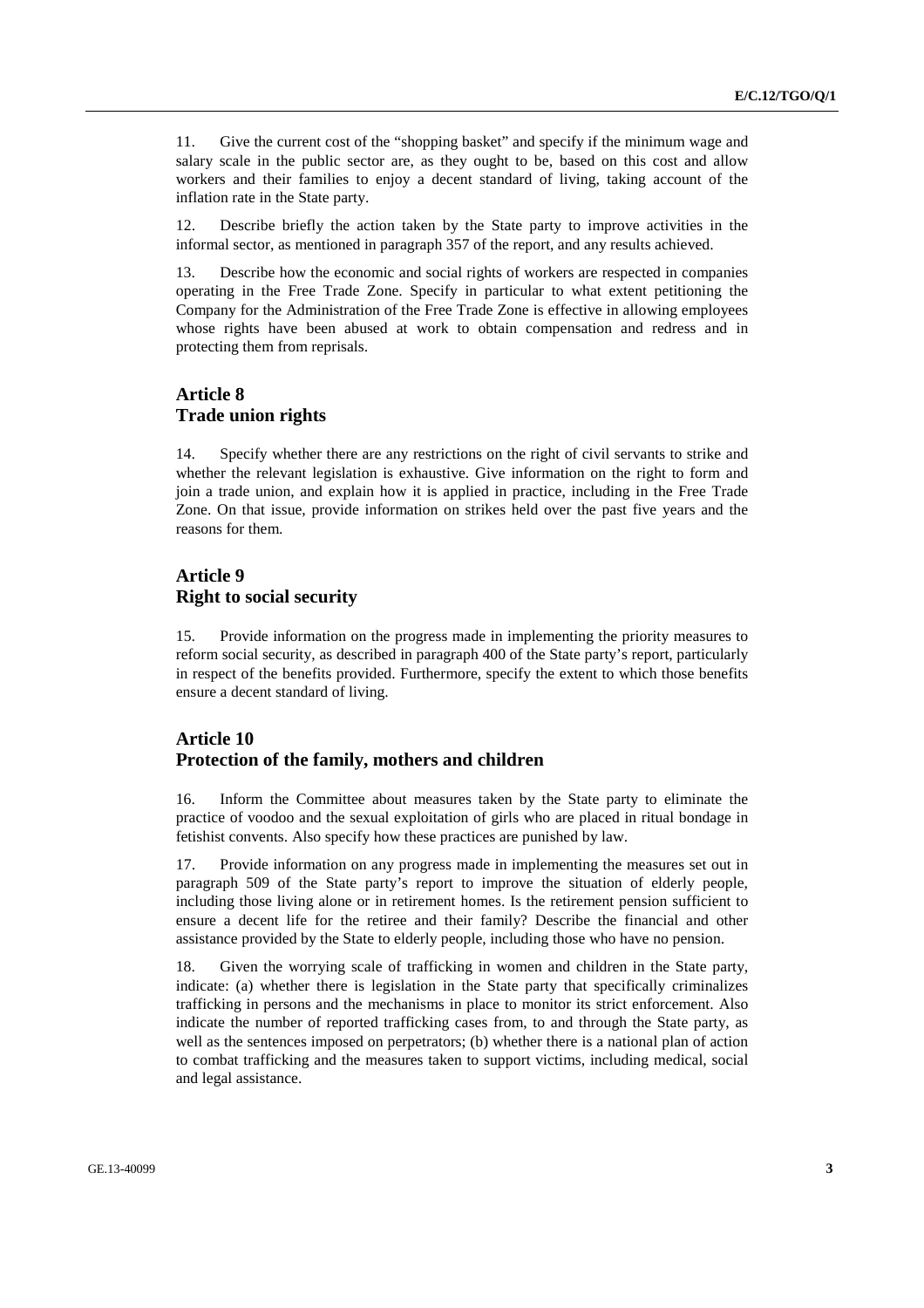11. Give the current cost of the "shopping basket" and specify if the minimum wage and salary scale in the public sector are, as they ought to be, based on this cost and allow workers and their families to enjoy a decent standard of living, taking account of the inflation rate in the State party.

12. Describe briefly the action taken by the State party to improve activities in the informal sector, as mentioned in paragraph 357 of the report, and any results achieved.

13. Describe how the economic and social rights of workers are respected in companies operating in the Free Trade Zone. Specify in particular to what extent petitioning the Company for the Administration of the Free Trade Zone is effective in allowing employees whose rights have been abused at work to obtain compensation and redress and in protecting them from reprisals.

## Article 8
## Trade union rights

14. Specify whether there are any restrictions on the right of civil servants to strike and whether the relevant legislation is exhaustive. Give information on the right to form and join a trade union, and explain how it is applied in practice, including in the Free Trade Zone. On that issue, provide information on strikes held over the past five years and the reasons for them.

## Article 9
## Right to social security

15. Provide information on the progress made in implementing the priority measures to reform social security, as described in paragraph 400 of the State party's report, particularly in respect of the benefits provided. Furthermore, specify the extent to which those benefits ensure a decent standard of living.

## Article 10
## Protection of the family, mothers and children

16. Inform the Committee about measures taken by the State party to eliminate the practice of voodoo and the sexual exploitation of girls who are placed in ritual bondage in fetishist convents. Also specify how these practices are punished by law.

17. Provide information on any progress made in implementing the measures set out in paragraph 509 of the State party's report to improve the situation of elderly people, including those living alone or in retirement homes. Is the retirement pension sufficient to ensure a decent life for the retiree and their family? Describe the financial and other assistance provided by the State to elderly people, including those who have no pension.

18. Given the worrying scale of trafficking in women and children in the State party, indicate: (a) whether there is legislation in the State party that specifically criminalizes trafficking in persons and the mechanisms in place to monitor its strict enforcement. Also indicate the number of reported trafficking cases from, to and through the State party, as well as the sentences imposed on perpetrators; (b) whether there is a national plan of action to combat trafficking and the measures taken to support victims, including medical, social and legal assistance.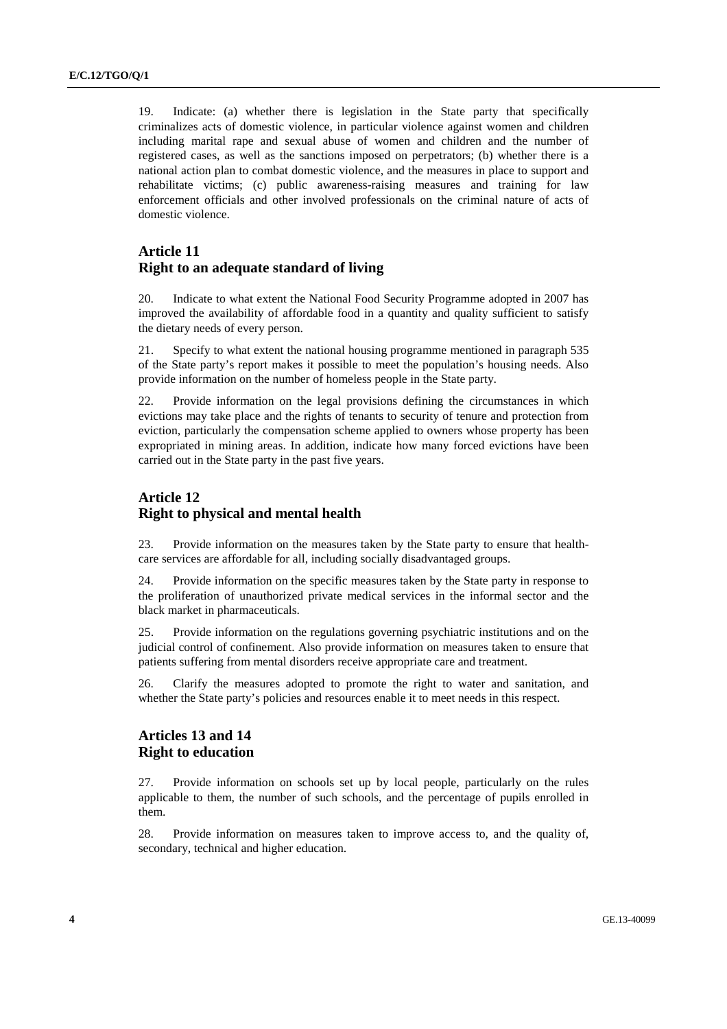19. Indicate: (a) whether there is legislation in the State party that specifically criminalizes acts of domestic violence, in particular violence against women and children including marital rape and sexual abuse of women and children and the number of registered cases, as well as the sanctions imposed on perpetrators; (b) whether there is a national action plan to combat domestic violence, and the measures in place to support and rehabilitate victims; (c) public awareness-raising measures and training for law enforcement officials and other involved professionals on the criminal nature of acts of domestic violence.

## Article 11
## Right to an adequate standard of living

20. Indicate to what extent the National Food Security Programme adopted in 2007 has improved the availability of affordable food in a quantity and quality sufficient to satisfy the dietary needs of every person.

21. Specify to what extent the national housing programme mentioned in paragraph 535 of the State party's report makes it possible to meet the population's housing needs. Also provide information on the number of homeless people in the State party.

22. Provide information on the legal provisions defining the circumstances in which evictions may take place and the rights of tenants to security of tenure and protection from eviction, particularly the compensation scheme applied to owners whose property has been expropriated in mining areas. In addition, indicate how many forced evictions have been carried out in the State party in the past five years.

## Article 12
## Right to physical and mental health

23. Provide information on the measures taken by the State party to ensure that health-care services are affordable for all, including socially disadvantaged groups.

24. Provide information on the specific measures taken by the State party in response to the proliferation of unauthorized private medical services in the informal sector and the black market in pharmaceuticals.

25. Provide information on the regulations governing psychiatric institutions and on the judicial control of confinement. Also provide information on measures taken to ensure that patients suffering from mental disorders receive appropriate care and treatment.

26. Clarify the measures adopted to promote the right to water and sanitation, and whether the State party's policies and resources enable it to meet needs in this respect.

## Articles 13 and 14
## Right to education

27. Provide information on schools set up by local people, particularly on the rules applicable to them, the number of such schools, and the percentage of pupils enrolled in them.

28. Provide information on measures taken to improve access to, and the quality of, secondary, technical and higher education.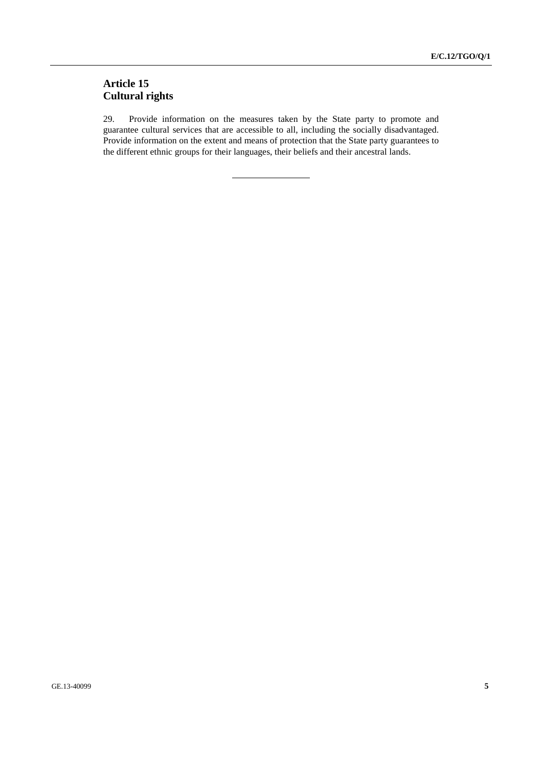## Article 15
## Cultural rights

29. Provide information on the measures taken by the State party to promote and guarantee cultural services that are accessible to all, including the socially disadvantaged. Provide information on the extent and means of protection that the State party guarantees to the different ethnic groups for their languages, their beliefs and their ancestral lands.